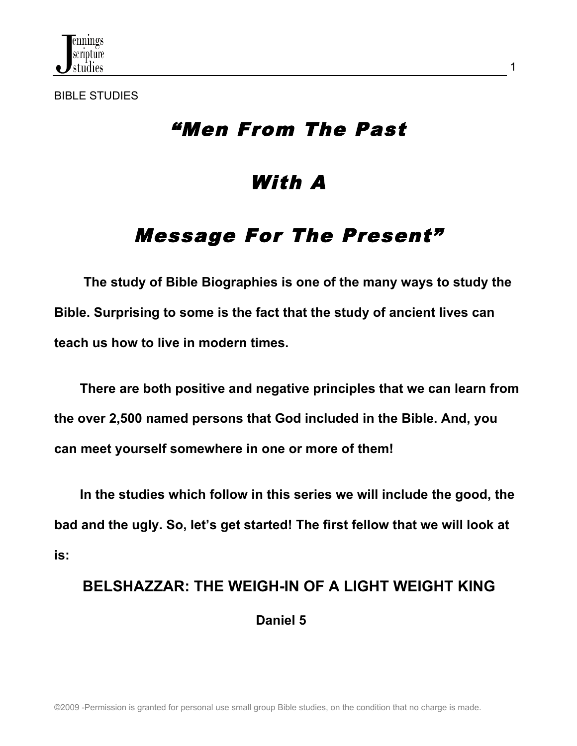BIBLE STUDIES

# *"Men From The Past*

# *With A*

# *Message For The Present"*

**The study of Bible Biographies is one of the many ways to study the Bible. Surprising to some is the fact that the study of ancient lives can teach us how to live in modern times.**

**There are both positive and negative principles that we can learn from the over 2,500 named persons that God included in the Bible. And, you can meet yourself somewhere in one or more of them!**

**In the studies which follow in this series we will include the good, the bad and the ugly. So, let's get started! The first fellow that we will look at is:**

## BELSHAZZAR: THE WEIGH-IN OF A LIGHT WEIGHT KING

**Daniel 5**

©2009 -Permission is granted for personal use small group Bible studies, on the condition that no charge is made.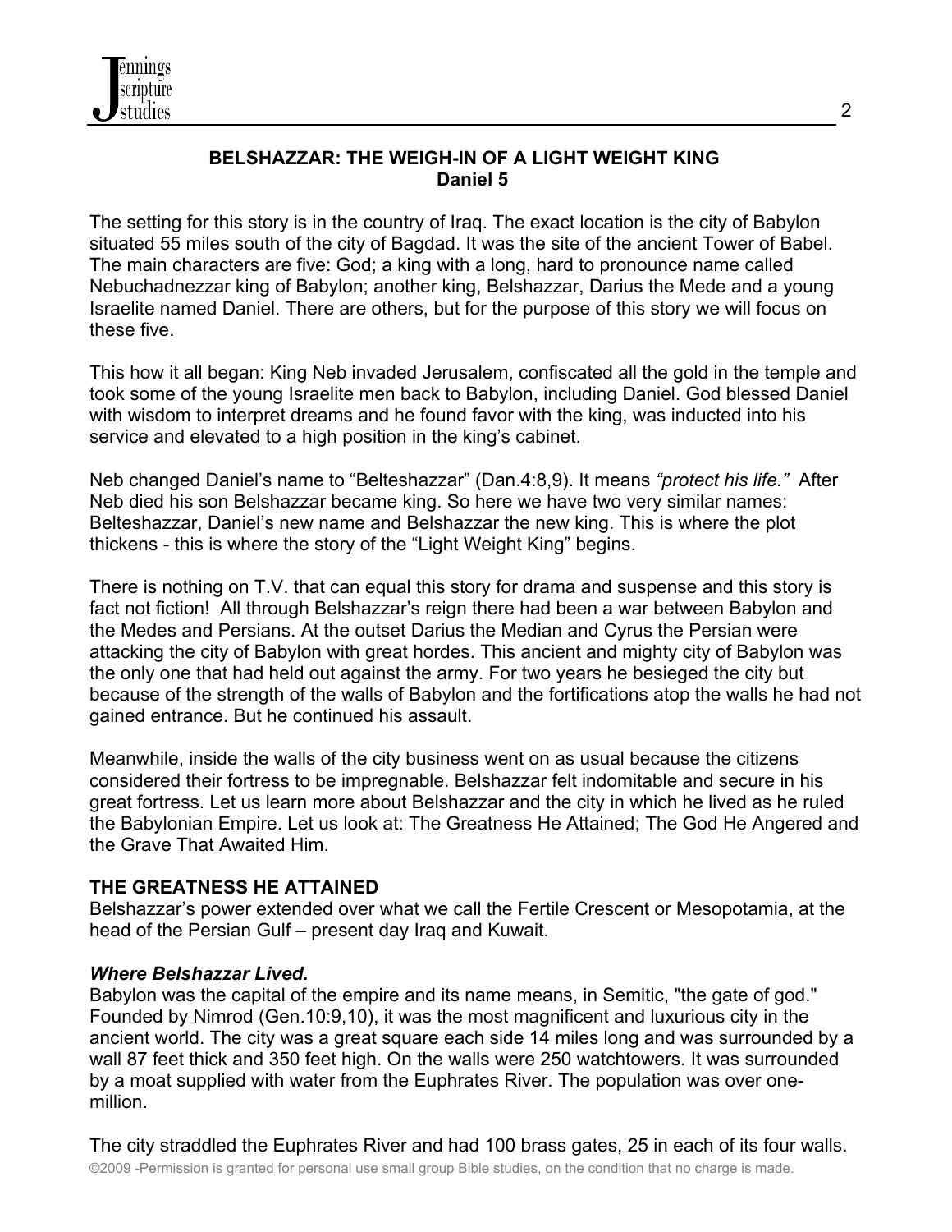**BELSHAZZAR: THE WEIGH-IN OF A LIGHT WEIGHT KING**
**Daniel 5**

The setting for this story is in the country of Iraq. The exact location is the city of Babylon situated 55 miles south of the city of Bagdad. It was the site of the ancient Tower of Babel. The main characters are five: God; a king with a long, hard to pronounce name called Nebuchadnezzar king of Babylon; another king, Belshazzar, Darius the Mede and a young Israelite named Daniel. There are others, but for the purpose of this story we will focus on these five.

This how it all began: King Neb invaded Jerusalem, confiscated all the gold in the temple and took some of the young Israelite men back to Babylon, including Daniel. God blessed Daniel with wisdom to interpret dreams and he found favor with the king, was inducted into his service and elevated to a high position in the king's cabinet.

Neb changed Daniel's name to "Belteshazzar" (Dan.4:8,9). It means *"protect his life."* After Neb died his son Belshazzar became king. So here we have two very similar names: Belteshazzar, Daniel's new name and Belshazzar the new king. This is where the plot thickens - this is where the story of the "Light Weight King" begins.

There is nothing on T.V. that can equal this story for drama and suspense and this story is fact not fiction! All through Belshazzar's reign there had been a war between Babylon and the Medes and Persians. At the outset Darius the Median and Cyrus the Persian were attacking the city of Babylon with great hordes. This ancient and mighty city of Babylon was the only one that had held out against the army. For two years he besieged the city but because of the strength of the walls of Babylon and the fortifications atop the walls he had not gained entrance. But he continued his assault.

Meanwhile, inside the walls of the city business went on as usual because the citizens considered their fortress to be impregnable. Belshazzar felt indomitable and secure in his great fortress. Let us learn more about Belshazzar and the city in which he lived as he ruled the Babylonian Empire. Let us look at: The Greatness He Attained; The God He Angered and the Grave That Awaited Him.

**THE GREATNESS HE ATTAINED**

Belshazzar's power extended over what we call the Fertile Crescent or Mesopotamia, at the head of the Persian Gulf – present day Iraq and Kuwait.

***Where Belshazzar Lived.***

Babylon was the capital of the empire and its name means, in Semitic, "the gate of god." Founded by Nimrod (Gen.10:9,10), it was the most magnificent and luxurious city in the ancient world. The city was a great square each side 14 miles long and was surrounded by a wall 87 feet thick and 350 feet high. On the walls were 250 watchtowers. It was surrounded by a moat supplied with water from the Euphrates River. The population was over one-million.

The city straddled the Euphrates River and had 100 brass gates, 25 in each of its four walls.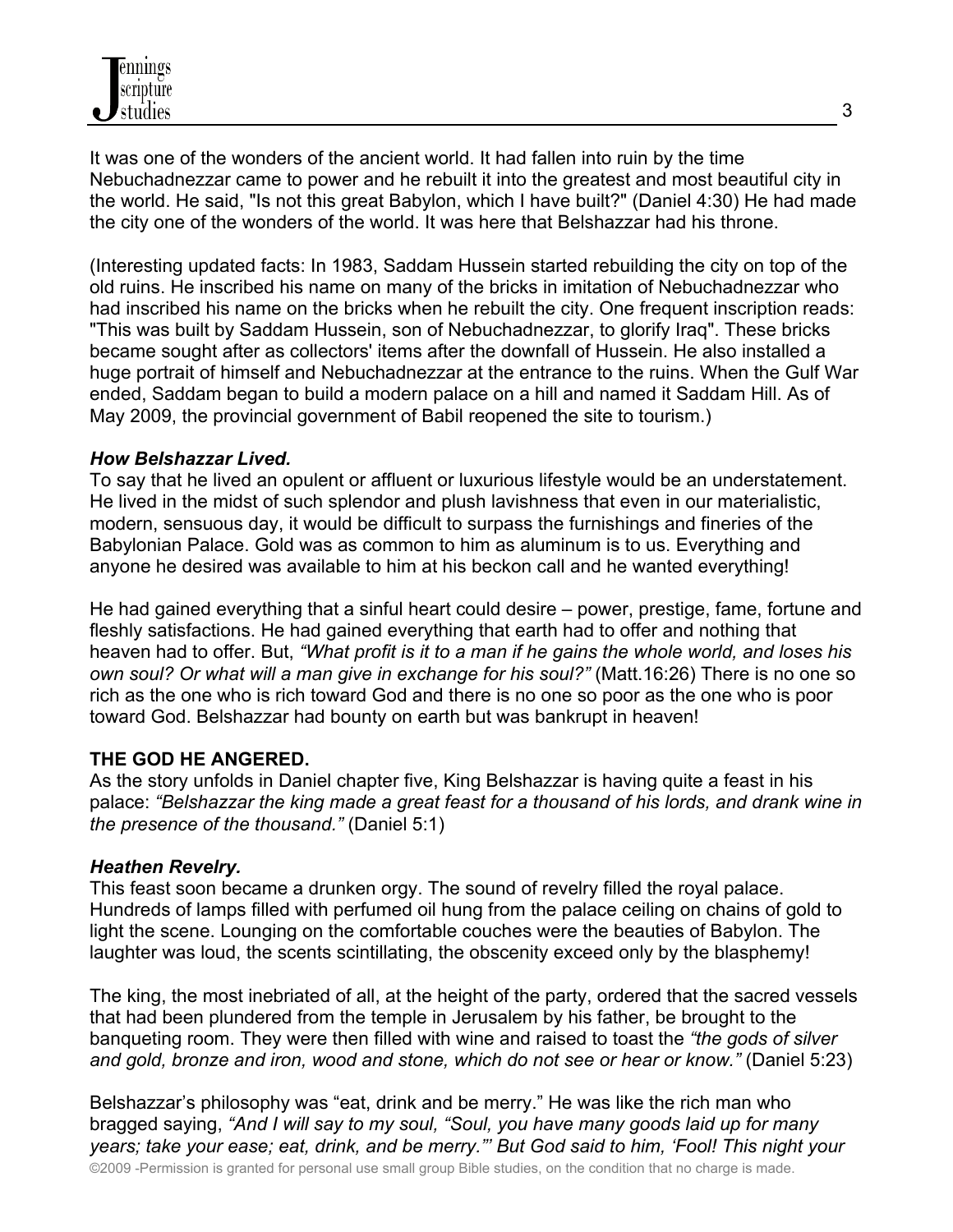It was one of the wonders of the ancient world. It had fallen into ruin by the time Nebuchadnezzar came to power and he rebuilt it into the greatest and most beautiful city in the world. He said, "Is not this great Babylon, which I have built?" (Daniel 4:30) He had made the city one of the wonders of the world. It was here that Belshazzar had his throne.

(Interesting updated facts: In 1983, Saddam Hussein started rebuilding the city on top of the old ruins. He inscribed his name on many of the bricks in imitation of Nebuchadnezzar who had inscribed his name on the bricks when he rebuilt the city. One frequent inscription reads: "This was built by Saddam Hussein, son of Nebuchadnezzar, to glorify Iraq". These bricks became sought after as collectors' items after the downfall of Hussein. He also installed a huge portrait of himself and Nebuchadnezzar at the entrance to the ruins. When the Gulf War ended, Saddam began to build a modern palace on a hill and named it Saddam Hill. As of May 2009, the provincial government of Babil reopened the site to tourism.)

***How Belshazzar Lived.***

To say that he lived an opulent or affluent or luxurious lifestyle would be an understatement. He lived in the midst of such splendor and plush lavishness that even in our materialistic, modern, sensuous day, it would be difficult to surpass the furnishings and fineries of the Babylonian Palace. Gold was as common to him as aluminum is to us. Everything and anyone he desired was available to him at his beckon call and he wanted everything!

He had gained everything that a sinful heart could desire – power, prestige, fame, fortune and fleshly satisfactions. He had gained everything that earth had to offer and nothing that heaven had to offer. But, *"What profit is it to a man if he gains the whole world, and loses his own soul? Or what will a man give in exchange for his soul?"* (Matt.16:26) There is no one so rich as the one who is rich toward God and there is no one so poor as the one who is poor toward God. Belshazzar had bounty on earth but was bankrupt in heaven!

**THE GOD HE ANGERED.**

As the story unfolds in Daniel chapter five, King Belshazzar is having quite a feast in his palace: *"Belshazzar the king made a great feast for a thousand of his lords, and drank wine in the presence of the thousand."* (Daniel 5:1)

***Heathen Revelry.***

This feast soon became a drunken orgy. The sound of revelry filled the royal palace. Hundreds of lamps filled with perfumed oil hung from the palace ceiling on chains of gold to light the scene. Lounging on the comfortable couches were the beauties of Babylon. The laughter was loud, the scents scintillating, the obscenity exceed only by the blasphemy!

The king, the most inebriated of all, at the height of the party, ordered that the sacred vessels that had been plundered from the temple in Jerusalem by his father, be brought to the banqueting room. They were then filled with wine and raised to toast the *"the gods of silver and gold, bronze and iron, wood and stone, which do not see or hear or know."* (Daniel 5:23)

Belshazzar's philosophy was "eat, drink and be merry." He was like the rich man who bragged saying, *"And I will say to my soul, "Soul, you have many goods laid up for many years; take your ease; eat, drink, and be merry."' But God said to him, 'Fool! This night your*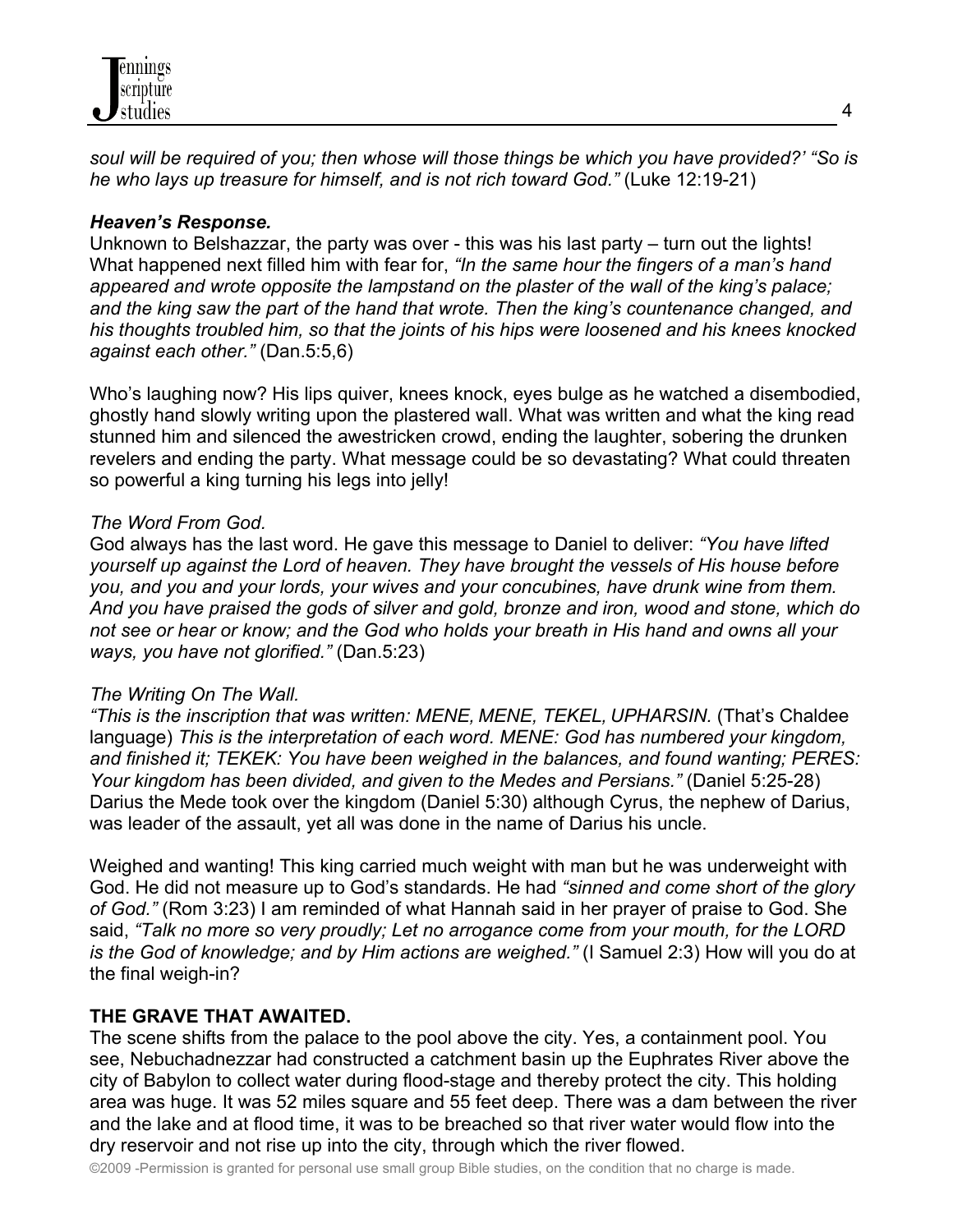*soul will be required of you; then whose will those things be which you have provided?' "So is he who lays up treasure for himself, and is not rich toward God."* (Luke 12:19-21)

***Heaven's Response.***

Unknown to Belshazzar, the party was over - this was his last party – turn out the lights! What happened next filled him with fear for, *"In the same hour the fingers of a man's hand appeared and wrote opposite the lampstand on the plaster of the wall of the king's palace; and the king saw the part of the hand that wrote. Then the king's countenance changed, and his thoughts troubled him, so that the joints of his hips were loosened and his knees knocked against each other."* (Dan.5:5,6)

Who's laughing now? His lips quiver, knees knock, eyes bulge as he watched a disembodied, ghostly hand slowly writing upon the plastered wall. What was written and what the king read stunned him and silenced the awestricken crowd, ending the laughter, sobering the drunken revelers and ending the party. What message could be so devastating? What could threaten so powerful a king turning his legs into jelly!

*The Word From God.*

God always has the last word. He gave this message to Daniel to deliver: *"You have lifted yourself up against the Lord of heaven. They have brought the vessels of His house before you, and you and your lords, your wives and your concubines, have drunk wine from them. And you have praised the gods of silver and gold, bronze and iron, wood and stone, which do not see or hear or know; and the God who holds your breath in His hand and owns all your ways, you have not glorified."* (Dan.5:23)

*The Writing On The Wall.*

*"This is the inscription that was written: MENE, MENE, TEKEL, UPHARSIN.* (That's Chaldee language) *This is the interpretation of each word. MENE: God has numbered your kingdom, and finished it; TEKEK: You have been weighed in the balances, and found wanting; PERES: Your kingdom has been divided, and given to the Medes and Persians."* (Daniel 5:25-28) Darius the Mede took over the kingdom (Daniel 5:30) although Cyrus, the nephew of Darius, was leader of the assault, yet all was done in the name of Darius his uncle.

Weighed and wanting! This king carried much weight with man but he was underweight with God. He did not measure up to God's standards. He had *"sinned and come short of the glory of God."* (Rom 3:23) I am reminded of what Hannah said in her prayer of praise to God. She said, *"Talk no more so very proudly; Let no arrogance come from your mouth, for the LORD is the God of knowledge; and by Him actions are weighed."* (I Samuel 2:3) How will you do at the final weigh-in?

**THE GRAVE THAT AWAITED.**

The scene shifts from the palace to the pool above the city. Yes, a containment pool. You see, Nebuchadnezzar had constructed a catchment basin up the Euphrates River above the city of Babylon to collect water during flood-stage and thereby protect the city. This holding area was huge. It was 52 miles square and 55 feet deep. There was a dam between the river and the lake and at flood time, it was to be breached so that river water would flow into the dry reservoir and not rise up into the city, through which the river flowed.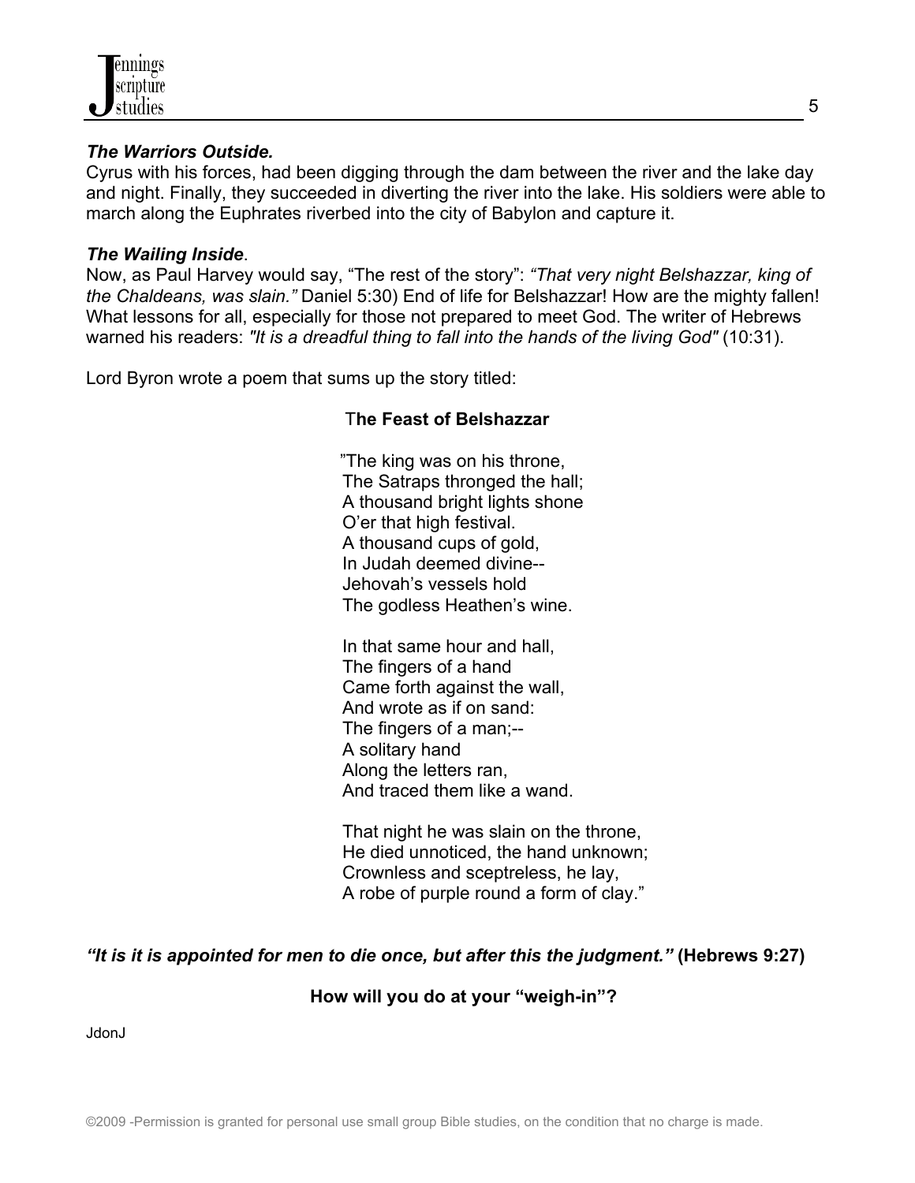***The Warriors Outside.***
Cyrus with his forces, had been digging through the dam between the river and the lake day and night. Finally, they succeeded in diverting the river into the lake. His soldiers were able to march along the Euphrates riverbed into the city of Babylon and capture it.

***The Wailing Inside***.
Now, as Paul Harvey would say, "The rest of the story": *"That very night Belshazzar, king of the Chaldeans, was slain."* Daniel 5:30) End of life for Belshazzar! How are the mighty fallen! What lessons for all, especially for those not prepared to meet God. The writer of Hebrews warned his readers: *"It is a dreadful thing to fall into the hands of the living God"* (10:31).

Lord Byron wrote a poem that sums up the story titled:

**The Feast of Belshazzar**

"The king was on his throne,
The Satraps thronged the hall;
A thousand bright lights shone
O'er that high festival.
A thousand cups of gold,
In Judah deemed divine--
Jehovah's vessels hold
The godless Heathen's wine.

In that same hour and hall,
The fingers of a hand
Came forth against the wall,
And wrote as if on sand:
The fingers of a man;--
A solitary hand
Along the letters ran,
And traced them like a wand.

That night he was slain on the throne,
He died unnoticed, the hand unknown;
Crownless and sceptreless, he lay,
A robe of purple round a form of clay."

***"It is it is appointed for men to die once, but after this the judgment."* (Hebrews 9:27)**

**How will you do at your "weigh-in"?**

JdonJ

©2009 -Permission is granted for personal use small group Bible studies, on the condition that no charge is made.